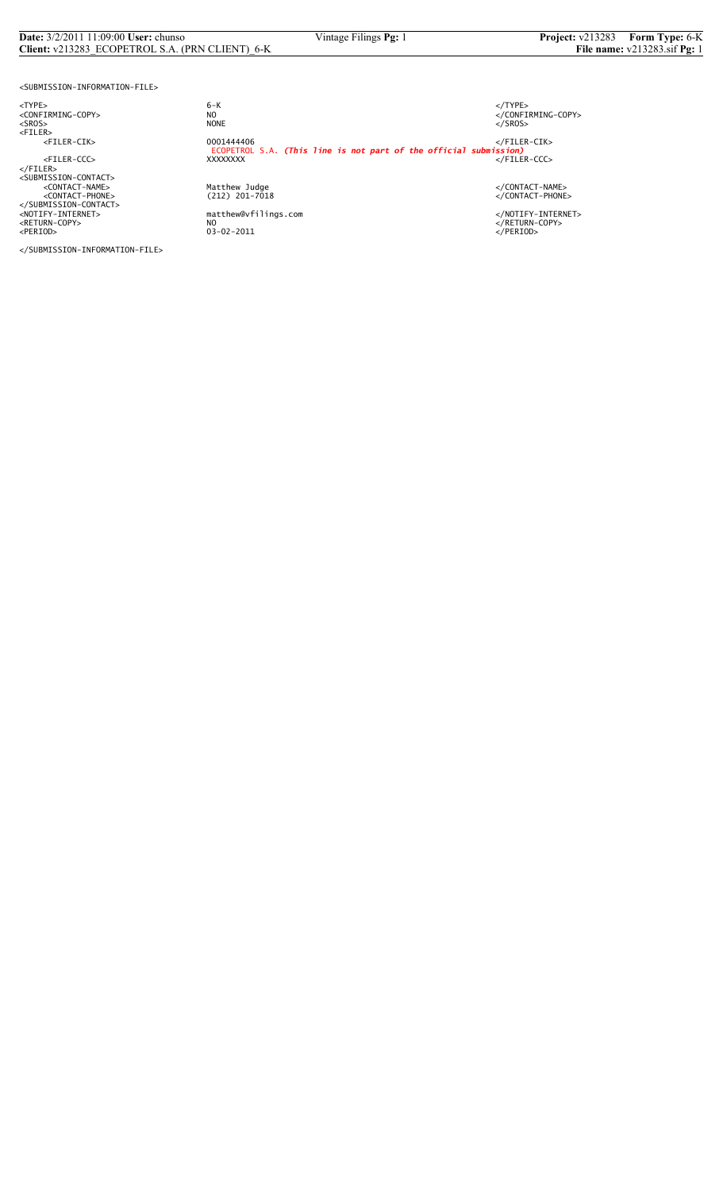```
<SUBMISSION-INFORMATION-FILE>

<TYPE>                          6-K                                                     </TYPE>
<CONFIRMING-COPY>               NO                                                      </CONFIRMING-COPY>
<SROS>                          NONE                                                    </SROS>
<FILER>
     <FILER-CIK>                0001444406                                              </FILER-CIK>
                                ECOPETROL S.A. (This line is not part of the official submission)
     <FILER-CCC>                XXXXXXXX                                                </FILER-CCC>
</FILER>
<SUBMISSION-CONTACT>
     <CONTACT-NAME>             Matthew Judge                                           </CONTACT-NAME>
     <CONTACT-PHONE>            (212) 201-7018                                          </CONTACT-PHONE>
</SUBMISSION-CONTACT>
<NOTIFY-INTERNET>               matthew@vfilings.com                                    </NOTIFY-INTERNET>
<RETURN-COPY>                   NO                                                      </RETURN-COPY>
<PERIOD>                        03-02-2011                                              </PERIOD>

</SUBMISSION-INFORMATION-FILE>
```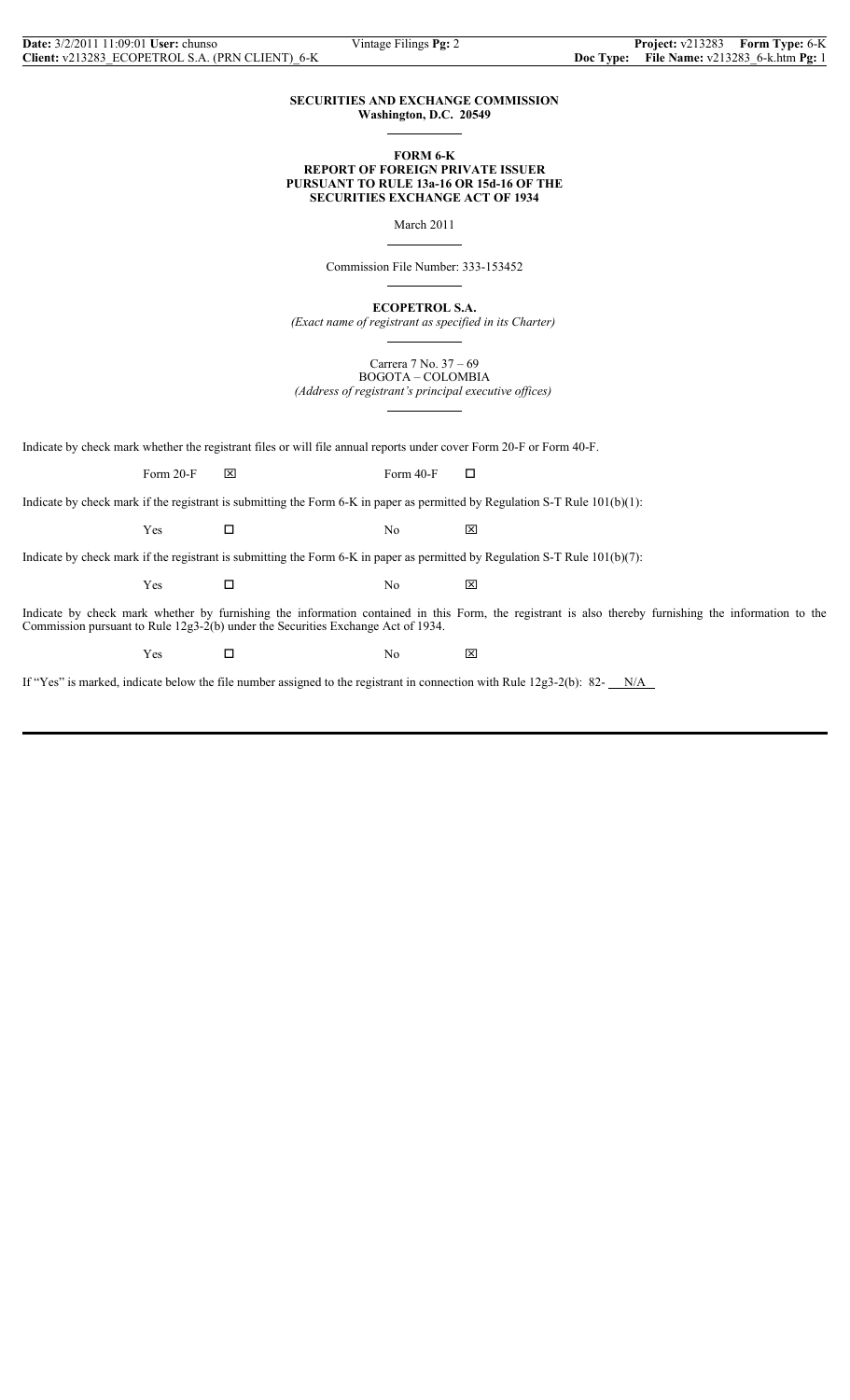**SECURITIES AND EXCHANGE COMMISSION**
**Washington, D.C. 20549**

**FORM 6-K**
**REPORT OF FOREIGN PRIVATE ISSUER**
**PURSUANT TO RULE 13a-16 OR 15d-16 OF THE**
**SECURITIES EXCHANGE ACT OF 1934**

March 2011

Commission File Number: 333-153452

**ECOPETROL S.A.**
*(Exact name of registrant as specified in its Charter)*

Carrera 7 No. 37 – 69
BOGOTA – COLOMBIA
*(Address of registrant's principal executive offices)*

Indicate by check mark whether the registrant files or will file annual reports under cover Form 20-F or Form 40-F.

Form 20-F ☒ Form 40-F ☐

Indicate by check mark if the registrant is submitting the Form 6-K in paper as permitted by Regulation S-T Rule 101(b)(1):

Yes ☐ No ☒

Indicate by check mark if the registrant is submitting the Form 6-K in paper as permitted by Regulation S-T Rule 101(b)(7):

Yes ☐ No ☒

Indicate by check mark whether by furnishing the information contained in this Form, the registrant is also thereby furnishing the information to the Commission pursuant to Rule 12g3-2(b) under the Securities Exchange Act of 1934.

Yes ☐ No ☒

If "Yes" is marked, indicate below the file number assigned to the registrant in connection with Rule 12g3-2(b): 82- N/A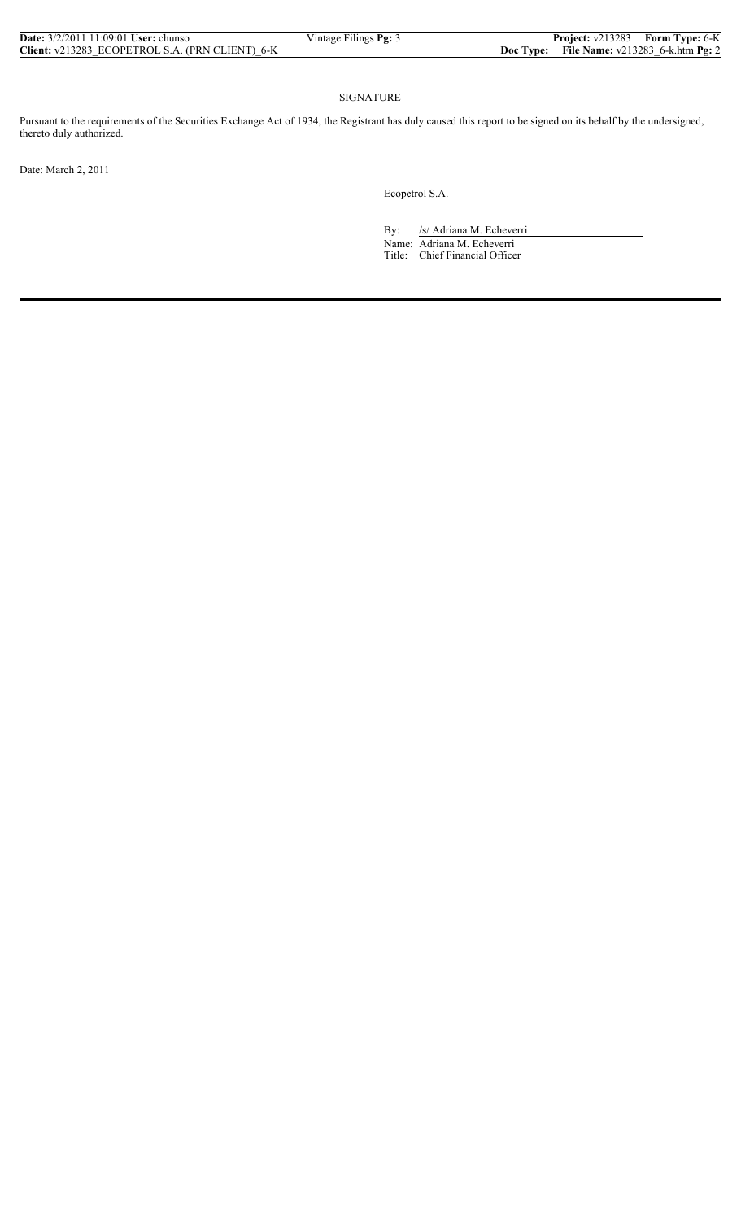## SIGNATURE

Pursuant to the requirements of the Securities Exchange Act of 1934, the Registrant has duly caused this report to be signed on its behalf by the undersigned, thereto duly authorized.

Date: March 2, 2011

Ecopetrol S.A.

By: /s/ Adriana M. Echeverri

Name: Adriana M. Echeverri

Title: Chief Financial Officer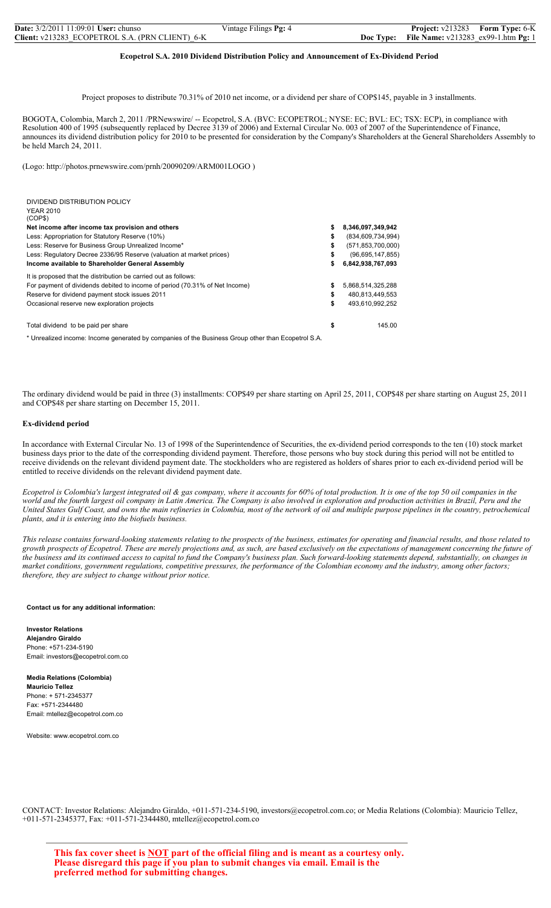## Ecopetrol S.A. 2010 Dividend Distribution Policy and Announcement of Ex-Dividend Period

Project proposes to distribute 70.31% of 2010 net income, or a dividend per share of COP$145, payable in 3 installments.

BOGOTA, Colombia, March 2, 2011 /PRNewswire/ -- Ecopetrol, S.A. (BVC: ECOPETROL; NYSE: EC; BVL: EC; TSX: ECP), in compliance with Resolution 400 of 1995 (subsequently replaced by Decree 3139 of 2006) and External Circular No. 003 of 2007 of the Superintendence of Finance, announces its dividend distribution policy for 2010 to be presented for consideration by the Company's Shareholders at the General Shareholders Assembly to be held March 24, 2011.

(Logo: http://photos.prnewswire.com/prnh/20090209/ARM001LOGO )

| DIVIDEND DISTRIBUTION POLICY YEAR 2010 (COP$) | | |
|---|---|---|
| **Net income after income tax provision and others** | **$** | **8,346,097,349,942** |
| Less: Appropriation for Statutory Reserve (10%) | $ | (834,609,734,994) |
| Less: Reserve for Business Group Unrealized Income* | $ | (571,853,700,000) |
| Less: Regulatory Decree 2336/95 Reserve (valuation at market prices) | $ | (96,695,147,855) |
| **Income available to Shareholder General Assembly** | **$** | **6,842,938,767,093** |
| It is proposed that the distribution be carried out as follows: | | |
| For payment of dividends debited to income of period (70.31% of Net Income) | $ | 5,868,514,325,288 |
| Reserve for dividend payment stock issues 2011 | $ | 480,813,449,553 |
| Occasional reserve new exploration projects | $ | 493,610,992,252 |
| Total dividend to be paid per share | $ | 145.00 |

\* Unrealized income: Income generated by companies of the Business Group other than Ecopetrol S.A.

The ordinary dividend would be paid in three (3) installments: COP$49 per share starting on April 25, 2011, COP$48 per share starting on August 25, 2011 and COP$48 per share starting on December 15, 2011.

### Ex-dividend period

In accordance with External Circular No. 13 of 1998 of the Superintendence of Securities, the ex-dividend period corresponds to the ten (10) stock market business days prior to the date of the corresponding dividend payment. Therefore, those persons who buy stock during this period will not be entitled to receive dividends on the relevant dividend payment date. The stockholders who are registered as holders of shares prior to each ex-dividend period will be entitled to receive dividends on the relevant dividend payment date.

*Ecopetrol is Colombia's largest integrated oil & gas company, where it accounts for 60% of total production. It is one of the top 50 oil companies in the world and the fourth largest oil company in Latin America. The Company is also involved in exploration and production activities in Brazil, Peru and the United States Gulf Coast, and owns the main refineries in Colombia, most of the network of oil and multiple purpose pipelines in the country, petrochemical plants, and it is entering into the biofuels business.*

*This release contains forward-looking statements relating to the prospects of the business, estimates for operating and financial results, and those related to growth prospects of Ecopetrol. These are merely projections and, as such, are based exclusively on the expectations of management concerning the future of the business and its continued access to capital to fund the Company's business plan. Such forward-looking statements depend, substantially, on changes in market conditions, government regulations, competitive pressures, the performance of the Colombian economy and the industry, among other factors; therefore, they are subject to change without prior notice.*

**Contact us for any additional information:**

**Investor Relations**
**Alejandro Giraldo**
Phone: +571-234-5190
Email: investors@ecopetrol.com.co

**Media Relations (Colombia)**
**Mauricio Tellez**
Phone: + 571-2345377
Fax: +571-2344480
Email: mtellez@ecopetrol.com.co

Website: www.ecopetrol.com.co

CONTACT: Investor Relations: Alejandro Giraldo, +011-571-234-5190, investors@ecopetrol.com.co; or Media Relations (Colombia): Mauricio Tellez, +011-571-2345377, Fax: +011-571-2344480, mtellez@ecopetrol.com.co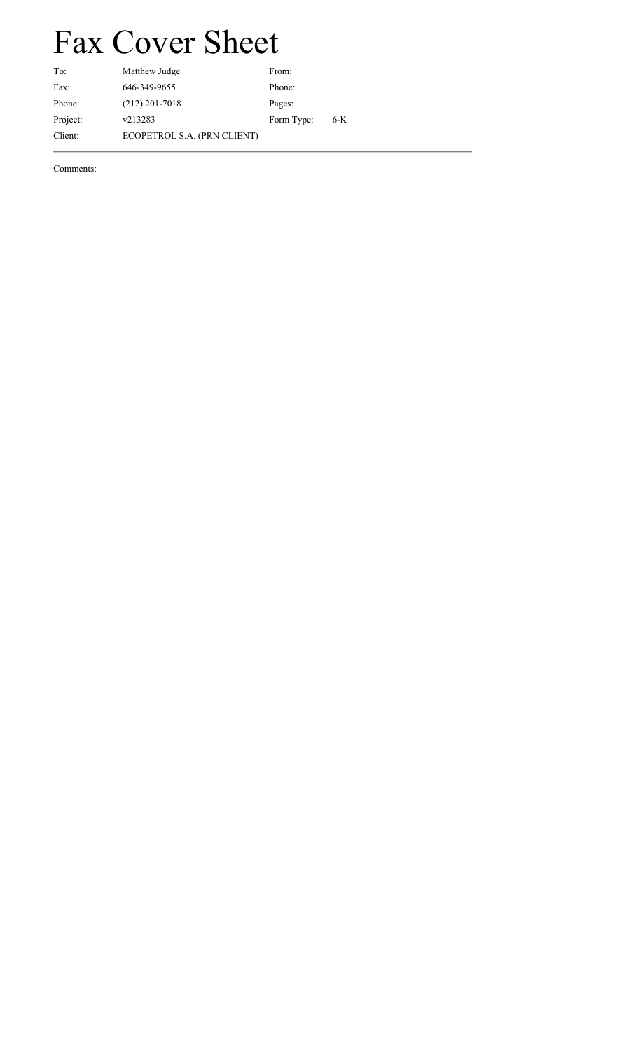# Fax Cover Sheet

| | | | |
|---|---|---|---|
| To: | Matthew Judge | From: | |
| Fax: | 646-349-9655 | Phone: | |
| Phone: | (212) 201-7018 | Pages: | |
| Project: | v213283 | Form Type: | 6-K |
| Client: | ECOPETROL S.A. (PRN CLIENT) | | |

---

Comments: